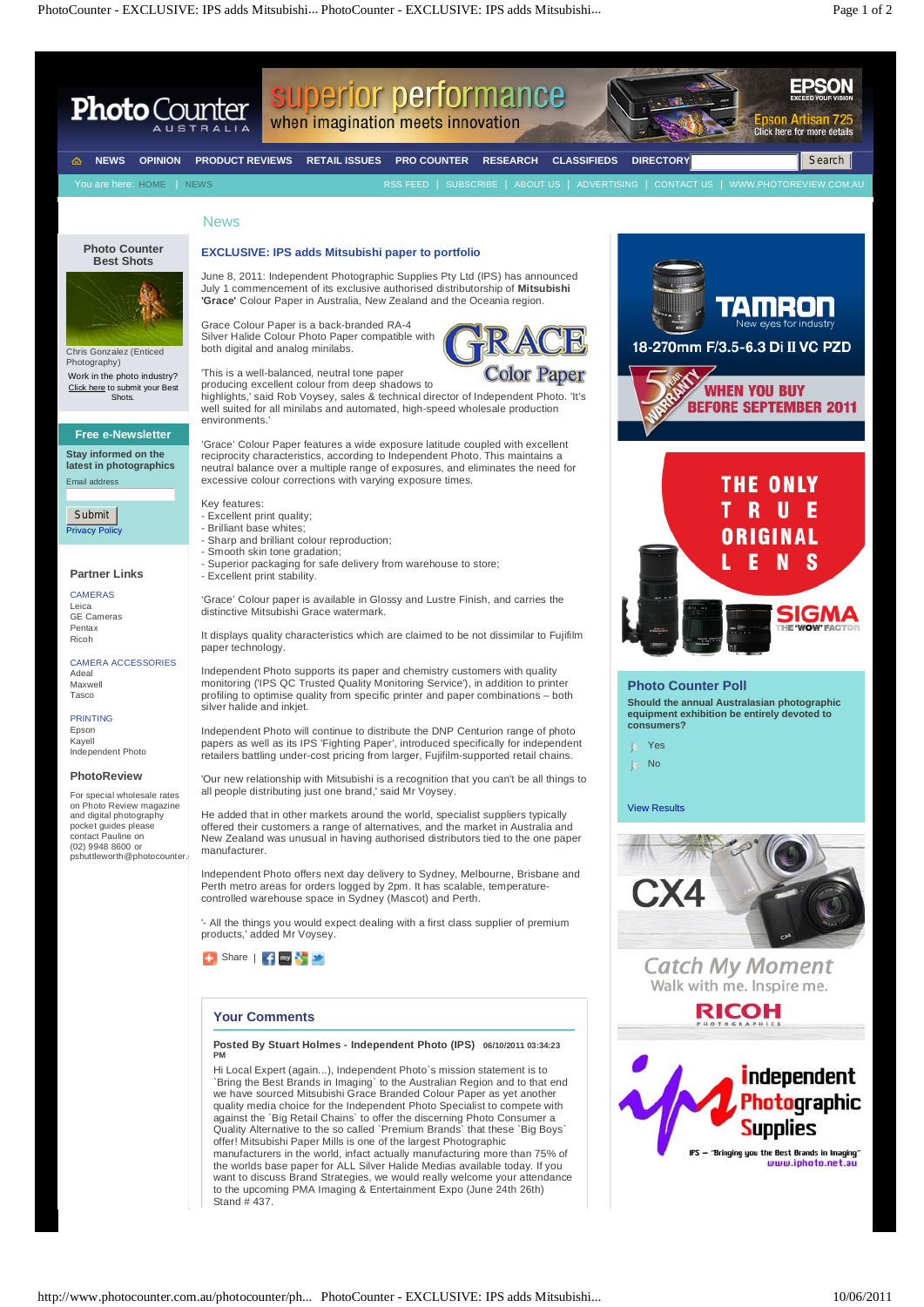# News

## EXCLUSIVE: IPS adds Mitsubishi paper to portfolio

June 8, 2011: Independent Photographic Supplies Pty Ltd (IPS) has announced July 1 commencement of its exclusive authorised distributorship of **Mitsubishi 'Grace'** Colour Paper in Australia, New Zealand and the Oceania region.

Grace Colour Paper is a back-branded RA-4 Silver Halide Colour Photo Paper compatible with both digital and analog minilabs.

'This is a well-balanced, neutral tone paper producing excellent colour from deep shadows to highlights,' said Rob Voysey, sales & technical director of Independent Photo. 'It's well suited for all minilabs and automated, high-speed wholesale production environments.'

'Grace' Colour Paper features a wide exposure latitude coupled with excellent reciprocity characteristics, according to Independent Photo. This maintains a neutral balance over a multiple range of exposures, and eliminates the need for excessive colour corrections with varying exposure times.

Key features:
- Excellent print quality;
- Brilliant base whites;
- Sharp and brilliant colour reproduction;
- Smooth skin tone gradation;
- Superior packaging for safe delivery from warehouse to store;
- Excellent print stability.

'Grace' Colour paper is available in Glossy and Lustre Finish, and carries the distinctive Mitsubishi Grace watermark.

It displays quality characteristics which are claimed to be not dissimilar to Fujifilm paper technology.

Independent Photo supports its paper and chemistry customers with quality monitoring ('IPS QC Trusted Quality Monitoring Service'), in addition to printer profiling to optimise quality from specific printer and paper combinations – both silver halide and inkjet.

Independent Photo will continue to distribute the DNP Centurion range of photo papers as well as its IPS 'Fighting Paper', introduced specifically for independent retailers battling under-cost pricing from larger, Fujifilm-supported retail chains.

'Our new relationship with Mitsubishi is a recognition that you can't be all things to all people distributing just one brand,' said Mr Voysey.

He added that in other markets around the world, specialist suppliers typically offered their customers a range of alternatives, and the market in Australia and New Zealand was unusual in having authorised distributors tied to the one paper manufacturer.

Independent Photo offers next day delivery to Sydney, Melbourne, Brisbane and Perth metro areas for orders logged by 2pm. It has scalable, temperature-controlled warehouse space in Sydney (Mascot) and Perth.

'- All the things you would expect dealing with a first class supplier of premium products,' added Mr Voysey.

### Your Comments

**Posted By Stuart Holmes - Independent Photo (IPS)** 06/10/2011 03:34:23 PM

Hi Local Expert (again...), Independent Photo`s mission statement is to `Bring the Best Brands in Imaging` to the Australian Region and to that end we have sourced Mitsubishi Grace Branded Colour Paper as yet another quality media choice for the Independent Photo Specialist to compete with against the `Big Retail Chains` to offer the discerning Photo Consumer a Quality Alternative to the so called `Premium Brands` that these `Big Boys` offer! Mitsubishi Paper Mills is one of the largest Photographic manufacturers in the world, infact actually manufacturing more than 75% of the worlds base paper for ALL Silver Halide Medias available today. If you want to discuss Brand Strategies, we would really welcome your attendance to the upcoming PMA Imaging & Entertainment Expo (June 24th 26th) Stand # 437.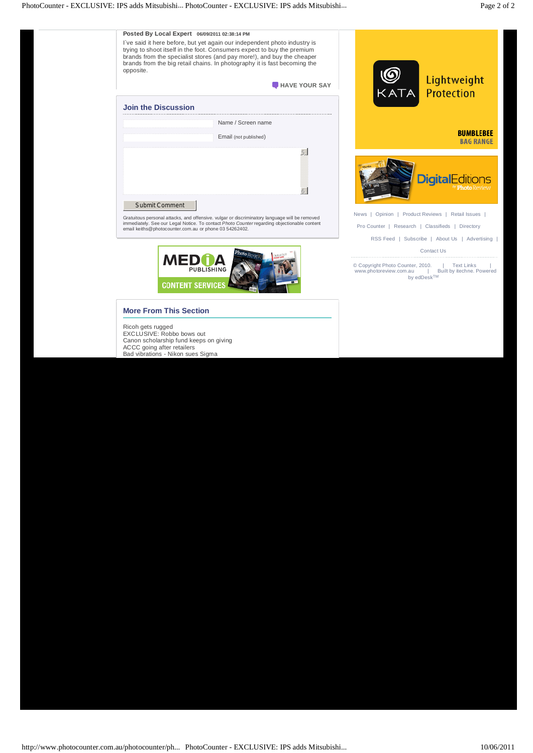**Posted By Local Expert** 06/09/2011 02:38:14 PM

I`ve said it here before, but yet again our independent photo industry is trying to shoot itself in the foot. Consumers expect to buy the premium brands from the specialist stores (and pay more!), and buy the cheaper brands from the big retail chains. In photography it is fast becoming the opposite.

HAVE YOUR SAY

## Join the Discussion

Name / Screen name

Email (not published)

Submit Comment

Gratuitous personal attacks, and offensive. vulgar or discriminatory language will be removed immediately. See our Legal Notice. To contact *Photo Counter* regarding objectionable content email keiths@photocounter.com.au or phone 03 54262402.

MEDIA PUBLISHING CONTENT SERVICES

## More From This Section

Ricoh gets rugged
EXCLUSIVE: Robbo bows out
Canon scholarship fund keeps on giving
ACCC going after retailers
Bad vibrations - Nikon sues Sigma

KATA Lightweight Protection BUMBLEBEE BAG RANGE

DigitalEditions by Photo Review

News | Opinion | Product Reviews | Retail Issues | Pro Counter | Research | Classifieds | Directory | RSS Feed | Subscribe | About Us | Advertising | Contact Us

© Copyright Photo Counter, 2010. | Text Links | www.photoreview.com.au | Built by itechne. Powered by edDesk™